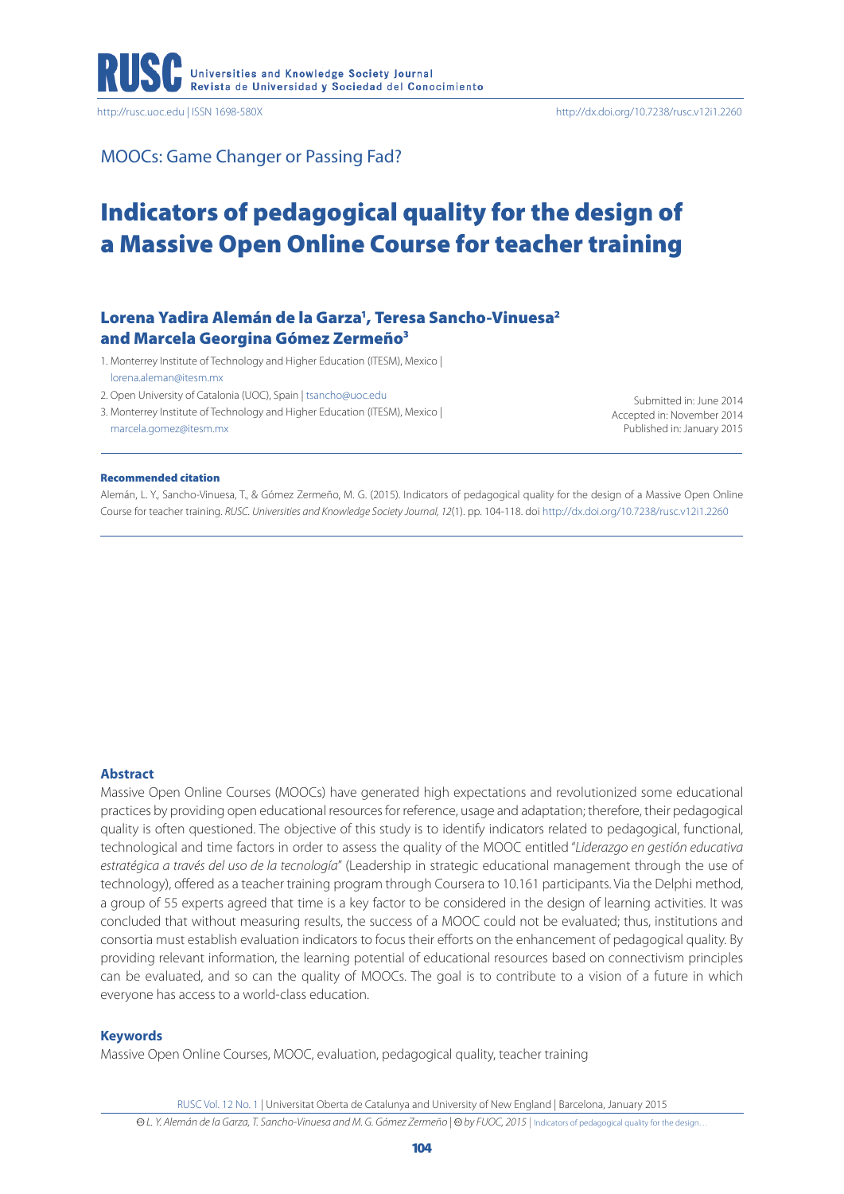MOOCs: Game Changer or Passing Fad?

# Indicators of pedagogical quality for the design of a Massive Open Online Course for teacher training

## Lorena Yadira Alemán de la Garza[1], Teresa Sancho-Vinuesa[2] and Marcela Georgina Gómez Zermeño[3]

1. Monterrey Institute of Technology and Higher Education (ITESM), Mexico | lorena.aleman@itesm.mx
2. Open University of Catalonia (UOC), Spain | tsancho@uoc.edu
3. Monterrey Institute of Technology and Higher Education (ITESM), Mexico | marcela.gomez@itesm.mx

Submitted in: June 2014
Accepted in: November 2014
Published in: January 2015

**Recommended citation**

Alemán, L. Y., Sancho-Vinuesa, T., & Gómez Zermeño, M. G. (2015). Indicators of pedagogical quality for the design of a Massive Open Online Course for teacher training. *RUSC. Universities and Knowledge Society Journal, 12*(1). pp. 104-118. doi http://dx.doi.org/10.7238/rusc.v12i1.2260

### Abstract

Massive Open Online Courses (MOOCs) have generated high expectations and revolutionized some educational practices by providing open educational resources for reference, usage and adaptation; therefore, their pedagogical quality is often questioned. The objective of this study is to identify indicators related to pedagogical, functional, technological and time factors in order to assess the quality of the MOOC entitled "*Liderazgo en gestión educativa estratégica a través del uso de la tecnología*" (Leadership in strategic educational management through the use of technology), offered as a teacher training program through Coursera to 10.161 participants. Via the Delphi method, a group of 55 experts agreed that time is a key factor to be considered in the design of learning activities. It was concluded that without measuring results, the success of a MOOC could not be evaluated; thus, institutions and consortia must establish evaluation indicators to focus their efforts on the enhancement of pedagogical quality. By providing relevant information, the learning potential of educational resources based on connectivism principles can be evaluated, and so can the quality of MOOCs. The goal is to contribute to a vision of a future in which everyone has access to a world-class education.

### Keywords

Massive Open Online Courses, MOOC, evaluation, pedagogical quality, teacher training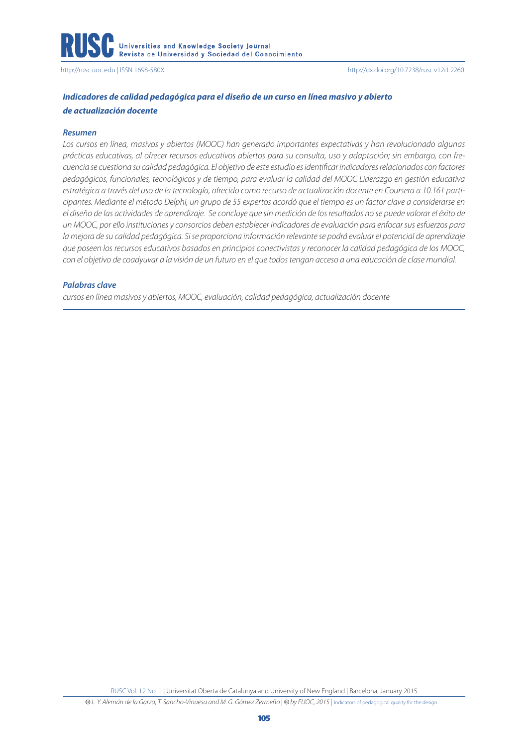### *Indicadores de calidad pedagógica para el diseño de un curso en línea masivo y abierto de actualización docente*

#### *Resumen*

*Los cursos en línea, masivos y abiertos (MOOC) han generado importantes expectativas y han revolucionado algunas prácticas educativas, al ofrecer recursos educativos abiertos para su consulta, uso y adaptación; sin embargo, con frecuencia se cuestiona su calidad pedagógica. El objetivo de este estudio es identificar indicadores relacionados con factores pedagógicos, funcionales, tecnológicos y de tiempo, para evaluar la calidad del MOOC Liderazgo en gestión educativa estratégica a través del uso de la tecnología, ofrecido como recurso de actualización docente en Coursera a 10.161 participantes. Mediante el método Delphi, un grupo de 55 expertos acordó que el tiempo es un factor clave a considerarse en el diseño de las actividades de aprendizaje. Se concluye que sin medición de los resultados no se puede valorar el éxito de un MOOC, por ello instituciones y consorcios deben establecer indicadores de evaluación para enfocar sus esfuerzos para la mejora de su calidad pedagógica. Si se proporciona información relevante se podrá evaluar el potencial de aprendizaje que poseen los recursos educativos basados en principios conectivistas y reconocer la calidad pedagógica de los MOOC, con el objetivo de coadyuvar a la visión de un futuro en el que todos tengan acceso a una educación de clase mundial.*

#### *Palabras clave*

*cursos en línea masivos y abiertos, MOOC, evaluación, calidad pedagógica, actualización docente*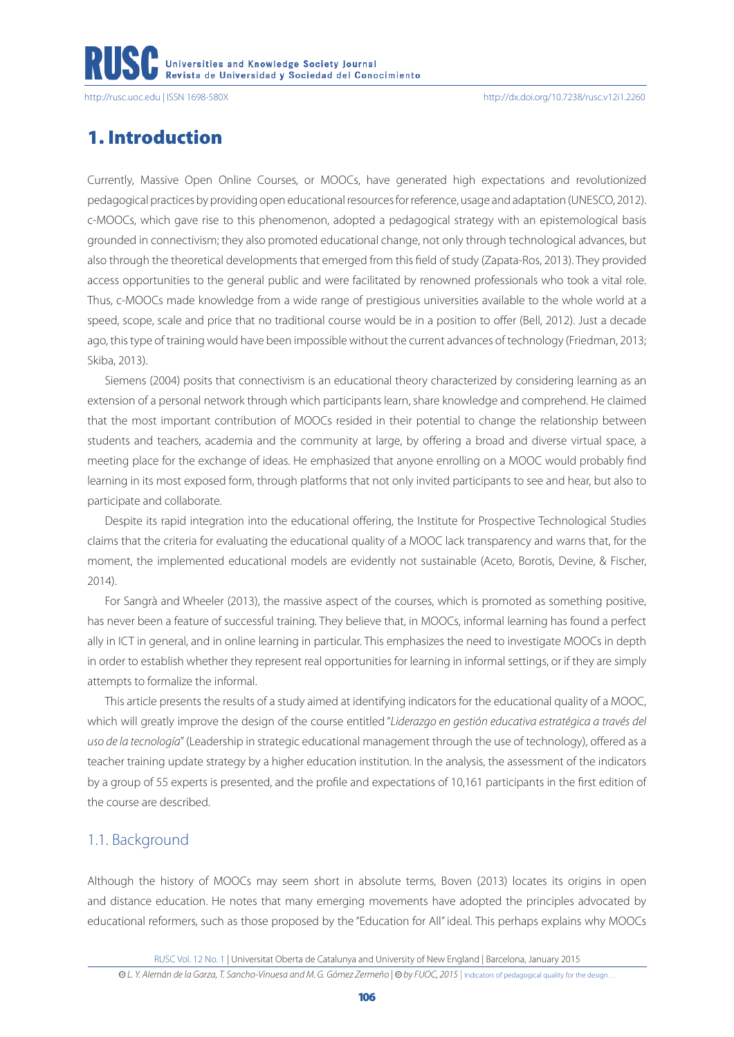# 1. Introduction

Currently, Massive Open Online Courses, or MOOCs, have generated high expectations and revolutionized pedagogical practices by providing open educational resources for reference, usage and adaptation (UNESCO, 2012). c-MOOCs, which gave rise to this phenomenon, adopted a pedagogical strategy with an epistemological basis grounded in connectivism; they also promoted educational change, not only through technological advances, but also through the theoretical developments that emerged from this field of study (Zapata-Ros, 2013). They provided access opportunities to the general public and were facilitated by renowned professionals who took a vital role. Thus, c-MOOCs made knowledge from a wide range of prestigious universities available to the whole world at a speed, scope, scale and price that no traditional course would be in a position to offer (Bell, 2012). Just a decade ago, this type of training would have been impossible without the current advances of technology (Friedman, 2013; Skiba, 2013).

Siemens (2004) posits that connectivism is an educational theory characterized by considering learning as an extension of a personal network through which participants learn, share knowledge and comprehend. He claimed that the most important contribution of MOOCs resided in their potential to change the relationship between students and teachers, academia and the community at large, by offering a broad and diverse virtual space, a meeting place for the exchange of ideas. He emphasized that anyone enrolling on a MOOC would probably find learning in its most exposed form, through platforms that not only invited participants to see and hear, but also to participate and collaborate.

Despite its rapid integration into the educational offering, the Institute for Prospective Technological Studies claims that the criteria for evaluating the educational quality of a MOOC lack transparency and warns that, for the moment, the implemented educational models are evidently not sustainable (Aceto, Borotis, Devine, & Fischer, 2014).

For Sangrà and Wheeler (2013), the massive aspect of the courses, which is promoted as something positive, has never been a feature of successful training. They believe that, in MOOCs, informal learning has found a perfect ally in ICT in general, and in online learning in particular. This emphasizes the need to investigate MOOCs in depth in order to establish whether they represent real opportunities for learning in informal settings, or if they are simply attempts to formalize the informal.

This article presents the results of a study aimed at identifying indicators for the educational quality of a MOOC, which will greatly improve the design of the course entitled "*Liderazgo en gestión educativa estratégica a través del uso de la tecnología*" (Leadership in strategic educational management through the use of technology), offered as a teacher training update strategy by a higher education institution. In the analysis, the assessment of the indicators by a group of 55 experts is presented, and the profile and expectations of 10,161 participants in the first edition of the course are described.

## 1.1. Background

Although the history of MOOCs may seem short in absolute terms, Boven (2013) locates its origins in open and distance education. He notes that many emerging movements have adopted the principles advocated by educational reformers, such as those proposed by the "Education for All" ideal. This perhaps explains why MOOCs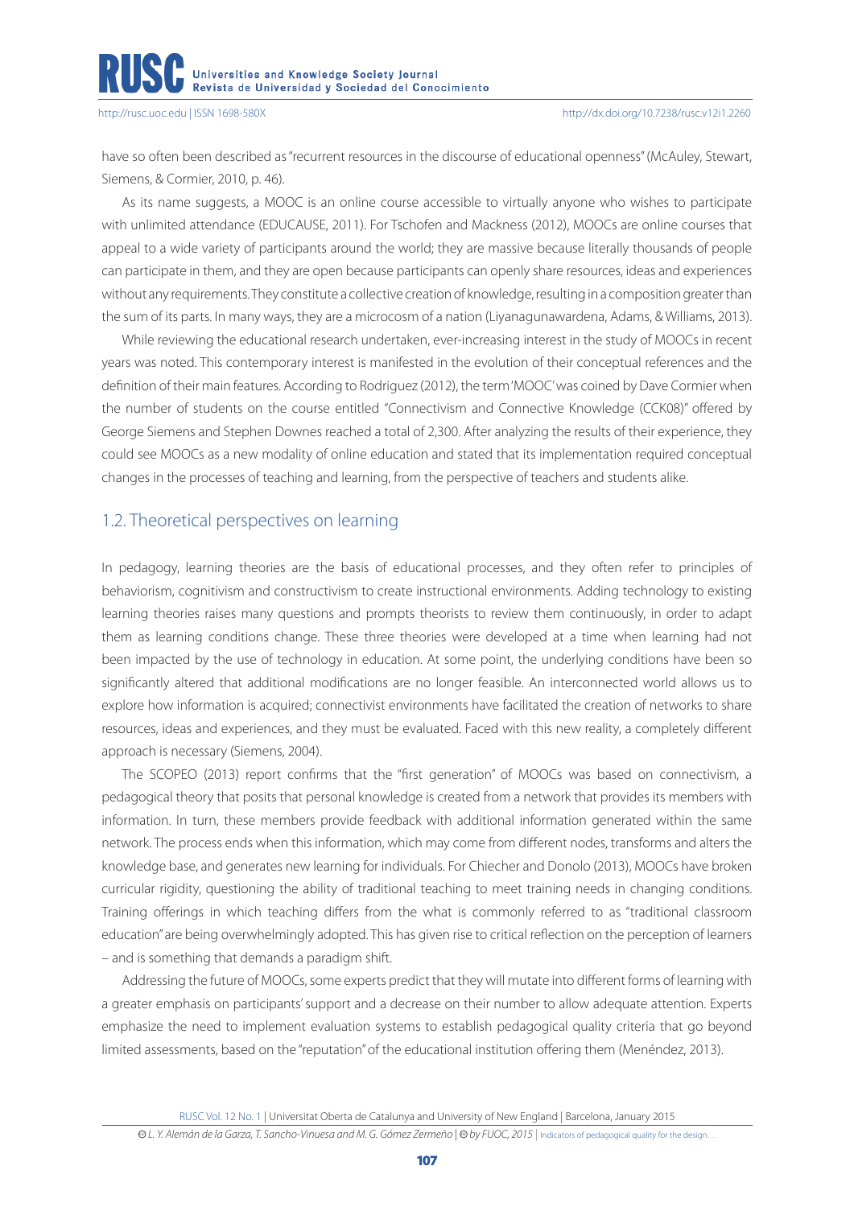have so often been described as "recurrent resources in the discourse of educational openness" (McAuley, Stewart, Siemens, & Cormier, 2010, p. 46).

As its name suggests, a MOOC is an online course accessible to virtually anyone who wishes to participate with unlimited attendance (EDUCAUSE, 2011). For Tschofen and Mackness (2012), MOOCs are online courses that appeal to a wide variety of participants around the world; they are massive because literally thousands of people can participate in them, and they are open because participants can openly share resources, ideas and experiences without any requirements. They constitute a collective creation of knowledge, resulting in a composition greater than the sum of its parts. In many ways, they are a microcosm of a nation (Liyanagunawardena, Adams, & Williams, 2013).

While reviewing the educational research undertaken, ever-increasing interest in the study of MOOCs in recent years was noted. This contemporary interest is manifested in the evolution of their conceptual references and the definition of their main features. According to Rodriguez (2012), the term 'MOOC' was coined by Dave Cormier when the number of students on the course entitled "Connectivism and Connective Knowledge (CCK08)" offered by George Siemens and Stephen Downes reached a total of 2,300. After analyzing the results of their experience, they could see MOOCs as a new modality of online education and stated that its implementation required conceptual changes in the processes of teaching and learning, from the perspective of teachers and students alike.

## 1.2. Theoretical perspectives on learning

In pedagogy, learning theories are the basis of educational processes, and they often refer to principles of behaviorism, cognitivism and constructivism to create instructional environments. Adding technology to existing learning theories raises many questions and prompts theorists to review them continuously, in order to adapt them as learning conditions change. These three theories were developed at a time when learning had not been impacted by the use of technology in education. At some point, the underlying conditions have been so significantly altered that additional modifications are no longer feasible. An interconnected world allows us to explore how information is acquired; connectivist environments have facilitated the creation of networks to share resources, ideas and experiences, and they must be evaluated. Faced with this new reality, a completely different approach is necessary (Siemens, 2004).

The SCOPEO (2013) report confirms that the "first generation" of MOOCs was based on connectivism, a pedagogical theory that posits that personal knowledge is created from a network that provides its members with information. In turn, these members provide feedback with additional information generated within the same network. The process ends when this information, which may come from different nodes, transforms and alters the knowledge base, and generates new learning for individuals. For Chiecher and Donolo (2013), MOOCs have broken curricular rigidity, questioning the ability of traditional teaching to meet training needs in changing conditions. Training offerings in which teaching differs from the what is commonly referred to as "traditional classroom education" are being overwhelmingly adopted. This has given rise to critical reflection on the perception of learners – and is something that demands a paradigm shift.

Addressing the future of MOOCs, some experts predict that they will mutate into different forms of learning with a greater emphasis on participants' support and a decrease on their number to allow adequate attention. Experts emphasize the need to implement evaluation systems to establish pedagogical quality criteria that go beyond limited assessments, based on the "reputation" of the educational institution offering them (Menéndez, 2013).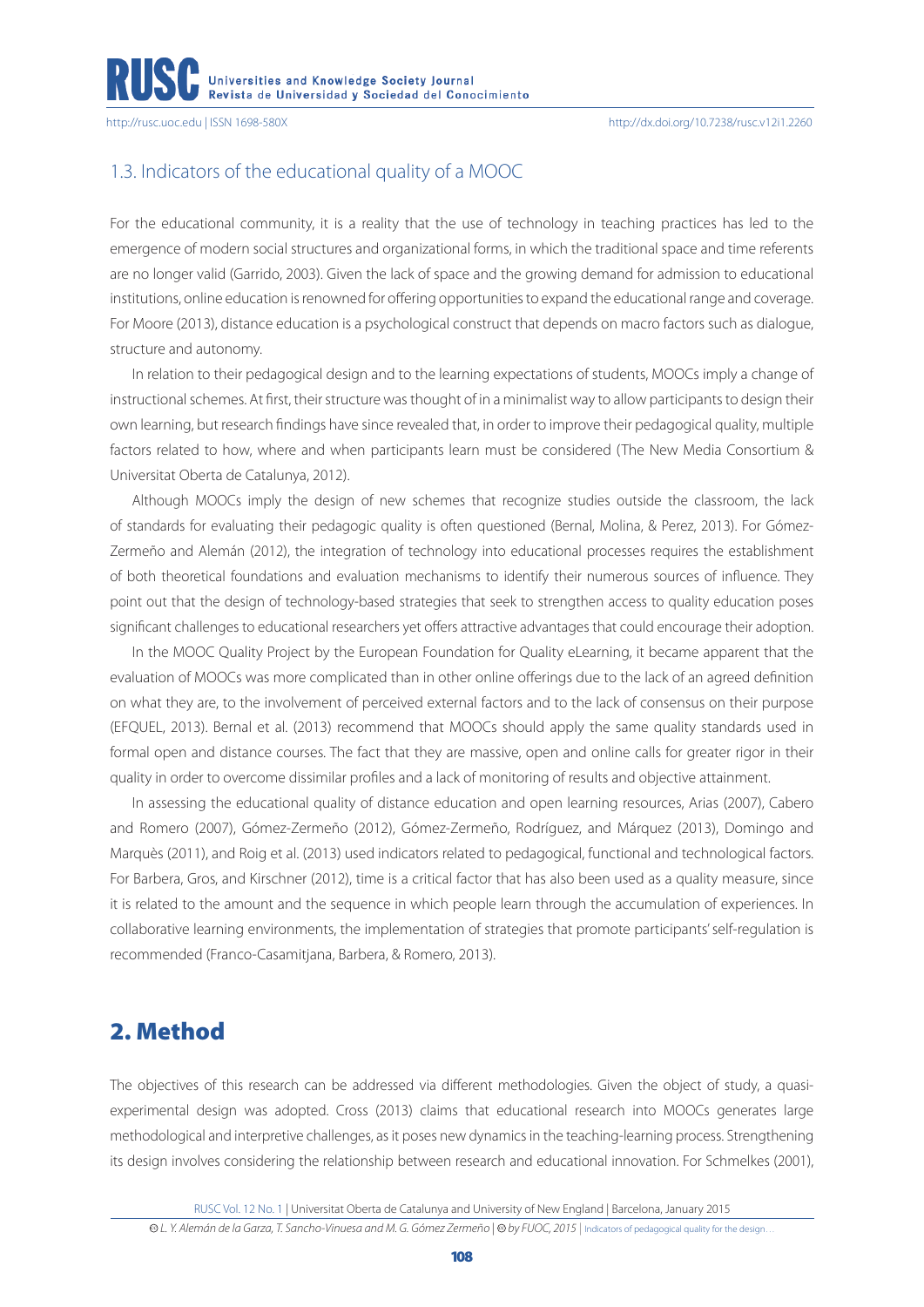### 1.3. Indicators of the educational quality of a MOOC

For the educational community, it is a reality that the use of technology in teaching practices has led to the emergence of modern social structures and organizational forms, in which the traditional space and time referents are no longer valid (Garrido, 2003). Given the lack of space and the growing demand for admission to educational institutions, online education is renowned for offering opportunities to expand the educational range and coverage. For Moore (2013), distance education is a psychological construct that depends on macro factors such as dialogue, structure and autonomy.

In relation to their pedagogical design and to the learning expectations of students, MOOCs imply a change of instructional schemes. At first, their structure was thought of in a minimalist way to allow participants to design their own learning, but research findings have since revealed that, in order to improve their pedagogical quality, multiple factors related to how, where and when participants learn must be considered (The New Media Consortium & Universitat Oberta de Catalunya, 2012).

Although MOOCs imply the design of new schemes that recognize studies outside the classroom, the lack of standards for evaluating their pedagogic quality is often questioned (Bernal, Molina, & Perez, 2013). For Gómez-Zermeño and Alemán (2012), the integration of technology into educational processes requires the establishment of both theoretical foundations and evaluation mechanisms to identify their numerous sources of influence. They point out that the design of technology-based strategies that seek to strengthen access to quality education poses significant challenges to educational researchers yet offers attractive advantages that could encourage their adoption.

In the MOOC Quality Project by the European Foundation for Quality eLearning, it became apparent that the evaluation of MOOCs was more complicated than in other online offerings due to the lack of an agreed definition on what they are, to the involvement of perceived external factors and to the lack of consensus on their purpose (EFQUEL, 2013). Bernal et al. (2013) recommend that MOOCs should apply the same quality standards used in formal open and distance courses. The fact that they are massive, open and online calls for greater rigor in their quality in order to overcome dissimilar profiles and a lack of monitoring of results and objective attainment.

In assessing the educational quality of distance education and open learning resources, Arias (2007), Cabero and Romero (2007), Gómez-Zermeño (2012), Gómez-Zermeño, Rodríguez, and Márquez (2013), Domingo and Marquès (2011), and Roig et al. (2013) used indicators related to pedagogical, functional and technological factors. For Barbera, Gros, and Kirschner (2012), time is a critical factor that has also been used as a quality measure, since it is related to the amount and the sequence in which people learn through the accumulation of experiences. In collaborative learning environments, the implementation of strategies that promote participants' self-regulation is recommended (Franco-Casamitjana, Barbera, & Romero, 2013).

## 2. Method

The objectives of this research can be addressed via different methodologies. Given the object of study, a quasi-experimental design was adopted. Cross (2013) claims that educational research into MOOCs generates large methodological and interpretive challenges, as it poses new dynamics in the teaching-learning process. Strengthening its design involves considering the relationship between research and educational innovation. For Schmelkes (2001),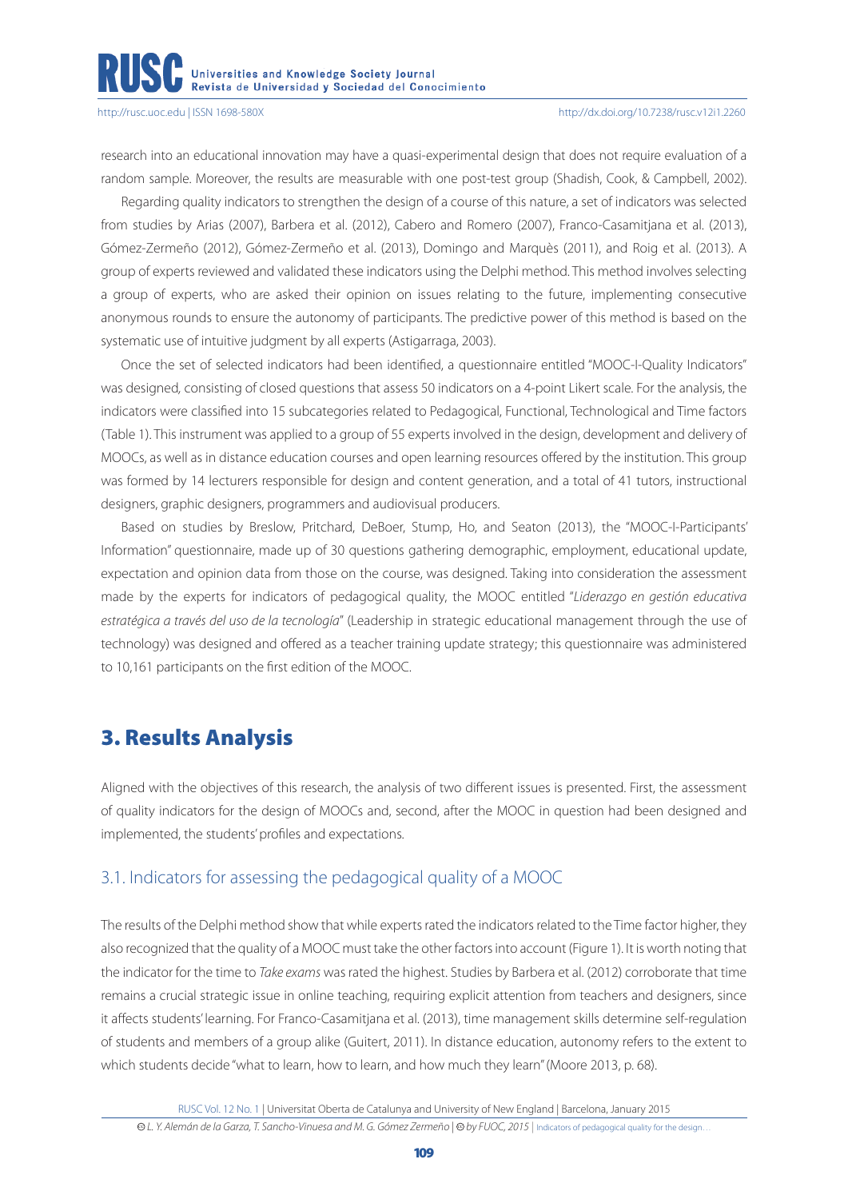research into an educational innovation may have a quasi-experimental design that does not require evaluation of a random sample. Moreover, the results are measurable with one post-test group (Shadish, Cook, & Campbell, 2002).

Regarding quality indicators to strengthen the design of a course of this nature, a set of indicators was selected from studies by Arias (2007), Barbera et al. (2012), Cabero and Romero (2007), Franco-Casamitjana et al. (2013), Gómez-Zermeño (2012), Gómez-Zermeño et al. (2013), Domingo and Marquès (2011), and Roig et al. (2013). A group of experts reviewed and validated these indicators using the Delphi method. This method involves selecting a group of experts, who are asked their opinion on issues relating to the future, implementing consecutive anonymous rounds to ensure the autonomy of participants. The predictive power of this method is based on the systematic use of intuitive judgment by all experts (Astigarraga, 2003).

Once the set of selected indicators had been identified, a questionnaire entitled "MOOC-I-Quality Indicators" was designed, consisting of closed questions that assess 50 indicators on a 4-point Likert scale. For the analysis, the indicators were classified into 15 subcategories related to Pedagogical, Functional, Technological and Time factors (Table 1). This instrument was applied to a group of 55 experts involved in the design, development and delivery of MOOCs, as well as in distance education courses and open learning resources offered by the institution. This group was formed by 14 lecturers responsible for design and content generation, and a total of 41 tutors, instructional designers, graphic designers, programmers and audiovisual producers.

Based on studies by Breslow, Pritchard, DeBoer, Stump, Ho, and Seaton (2013), the "MOOC-I-Participants' Information" questionnaire, made up of 30 questions gathering demographic, employment, educational update, expectation and opinion data from those on the course, was designed. Taking into consideration the assessment made by the experts for indicators of pedagogical quality, the MOOC entitled "*Liderazgo en gestión educativa estratégica a través del uso de la tecnología*" (Leadership in strategic educational management through the use of technology) was designed and offered as a teacher training update strategy; this questionnaire was administered to 10,161 participants on the first edition of the MOOC.

## 3. Results Analysis

Aligned with the objectives of this research, the analysis of two different issues is presented. First, the assessment of quality indicators for the design of MOOCs and, second, after the MOOC in question had been designed and implemented, the students' profiles and expectations.

### 3.1. Indicators for assessing the pedagogical quality of a MOOC

The results of the Delphi method show that while experts rated the indicators related to the Time factor higher, they also recognized that the quality of a MOOC must take the other factors into account (Figure 1). It is worth noting that the indicator for the time to *Take exams* was rated the highest. Studies by Barbera et al. (2012) corroborate that time remains a crucial strategic issue in online teaching, requiring explicit attention from teachers and designers, since it affects students' learning. For Franco-Casamitjana et al. (2013), time management skills determine self-regulation of students and members of a group alike (Guitert, 2011). In distance education, autonomy refers to the extent to which students decide "what to learn, how to learn, and how much they learn" (Moore 2013, p. 68).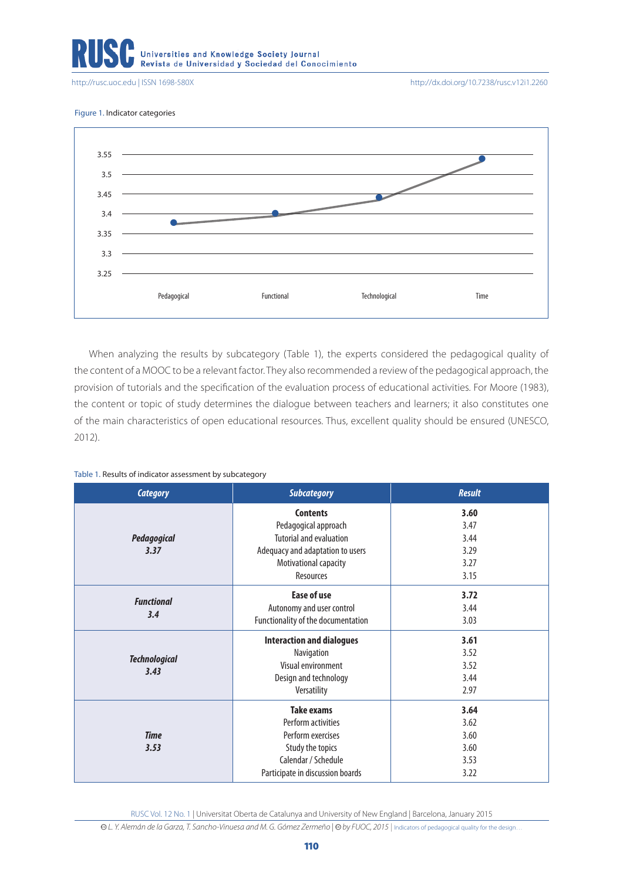Figure 1. Indicator categories

When analyzing the results by subcategory (Table 1), the experts considered the pedagogical quality of the content of a MOOC to be a relevant factor. They also recommended a review of the pedagogical approach, the provision of tutorials and the specification of the evaluation process of educational activities. For Moore (1983), the content or topic of study determines the dialogue between teachers and learners; it also constitutes one of the main characteristics of open educational resources. Thus, excellent quality should be ensured (UNESCO, 2012).

Table 1. Results of indicator assessment by subcategory

| *Category* | *Subcategory* | *Result* |
|---|---|---|
| ***Pedagogical 3.37*** | **Contents** | **3.60** |
| | Pedagogical approach | 3.47 |
| | Tutorial and evaluation | 3.44 |
| | Adequacy and adaptation to users | 3.29 |
| | Motivational capacity | 3.27 |
| | Resources | 3.15 |
| ***Functional 3.4*** | **Ease of use** | **3.72** |
| | Autonomy and user control | 3.44 |
| | Functionality of the documentation | 3.03 |
| ***Technological 3.43*** | **Interaction and dialogues** | **3.61** |
| | Navigation | 3.52 |
| | Visual environment | 3.52 |
| | Design and technology | 3.44 |
| | Versatility | 2.97 |
| ***Time 3.53*** | **Take exams** | **3.64** |
| | Perform activities | 3.62 |
| | Perform exercises | 3.60 |
| | Study the topics | 3.60 |
| | Calendar / Schedule | 3.53 |
| | Participate in discussion boards | 3.22 |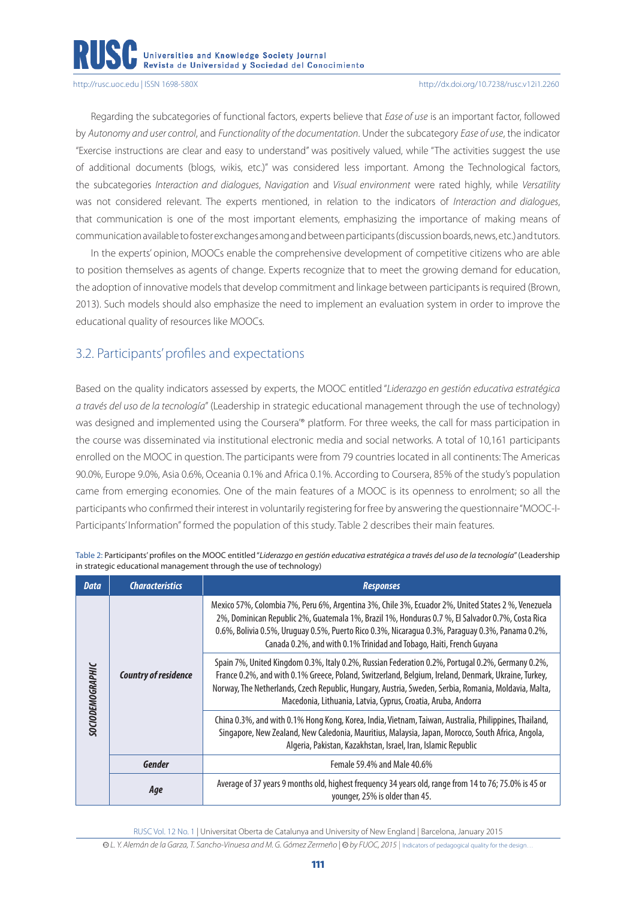Regarding the subcategories of functional factors, experts believe that *Ease of use* is an important factor, followed by *Autonomy and user control*, and *Functionality of the documentation*. Under the subcategory *Ease of use*, the indicator "Exercise instructions are clear and easy to understand" was positively valued, while "The activities suggest the use of additional documents (blogs, wikis, etc.)" was considered less important. Among the Technological factors, the subcategories *Interaction and dialogues*, *Navigation* and *Visual environment* were rated highly, while *Versatility* was not considered relevant. The experts mentioned, in relation to the indicators of *Interaction and dialogues*, that communication is one of the most important elements, emphasizing the importance of making means of communication available to foster exchanges among and between participants (discussion boards, news, etc.) and tutors.

In the experts' opinion, MOOCs enable the comprehensive development of competitive citizens who are able to position themselves as agents of change. Experts recognize that to meet the growing demand for education, the adoption of innovative models that develop commitment and linkage between participants is required (Brown, 2013). Such models should also emphasize the need to implement an evaluation system in order to improve the educational quality of resources like MOOCs.

## 3.2. Participants' profiles and expectations

Based on the quality indicators assessed by experts, the MOOC entitled "*Liderazgo en gestión educativa estratégica a través del uso de la tecnología*" (Leadership in strategic educational management through the use of technology) was designed and implemented using the Coursera® platform. For three weeks, the call for mass participation in the course was disseminated via institutional electronic media and social networks. A total of 10,161 participants enrolled on the MOOC in question. The participants were from 79 countries located in all continents: The Americas 90.0%, Europe 9.0%, Asia 0.6%, Oceania 0.1% and Africa 0.1%. According to Coursera, 85% of the study's population came from emerging economies. One of the main features of a MOOC is its openness to enrolment; so all the participants who confirmed their interest in voluntarily registering for free by answering the questionnaire "MOOC-I-Participants' Information" formed the population of this study. Table 2 describes their main features.

Table 2: Participants' profiles on the MOOC entitled "*Liderazgo en gestión educativa estratégica a través del uso de la tecnología*" (Leadership in strategic educational management through the use of technology)

| Data | Characteristics | Responses |
|---|---|---|
| SOCIODEMOGRAPHIC | Country of residence | Mexico 57%, Colombia 7%, Peru 6%, Argentina 3%, Chile 3%, Ecuador 2%, United States 2 %, Venezuela 2%, Dominican Republic 2%, Guatemala 1%, Brazil 1%, Honduras 0.7 %, El Salvador 0.7%, Costa Rica 0.6%, Bolivia 0.5%, Uruguay 0.5%, Puerto Rico 0.3%, Nicaragua 0.3%, Paraguay 0.3%, Panama 0.2%, Canada 0.2%, and with 0.1% Trinidad and Tobago, Haiti, French Guyana |
| | | Spain 7%, United Kingdom 0.3%, Italy 0.2%, Russian Federation 0.2%, Portugal 0.2%, Germany 0.2%, France 0.2%, and with 0.1% Greece, Poland, Switzerland, Belgium, Ireland, Denmark, Ukraine, Turkey, Norway, The Netherlands, Czech Republic, Hungary, Austria, Sweden, Serbia, Romania, Moldavia, Malta, Macedonia, Lithuania, Latvia, Cyprus, Croatia, Aruba, Andorra |
| | | China 0.3%, and with 0.1% Hong Kong, Korea, India, Vietnam, Taiwan, Australia, Philippines, Thailand, Singapore, New Zealand, New Caledonia, Mauritius, Malaysia, Japan, Morocco, South Africa, Angola, Algeria, Pakistan, Kazakhstan, Israel, Iran, Islamic Republic |
| | Gender | Female 59.4% and Male 40.6% |
| | Age | Average of 37 years 9 months old, highest frequency 34 years old, range from 14 to 76; 75.0% is 45 or younger, 25% is older than 45. |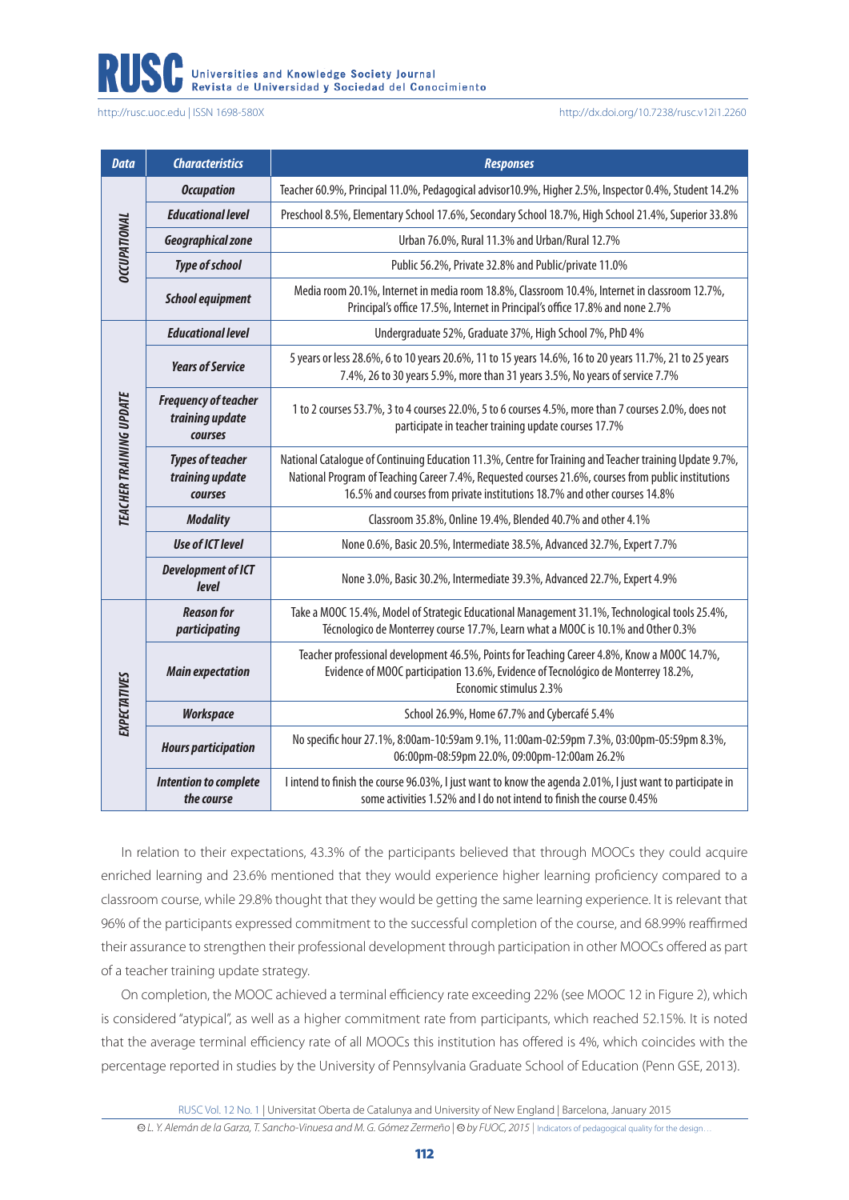| Data | Characteristics | Responses |
|---|---|---|
| OCCUPATIONAL | Occupation | Teacher 60.9%, Principal 11.0%, Pedagogical advisor10.9%, Higher 2.5%, Inspector 0.4%, Student 14.2% |
| | Educational level | Preschool 8.5%, Elementary School 17.6%, Secondary School 18.7%, High School 21.4%, Superior 33.8% |
| | Geographical zone | Urban 76.0%, Rural 11.3% and Urban/Rural 12.7% |
| | Type of school | Public 56.2%, Private 32.8% and Public/private 11.0% |
| | School equipment | Media room 20.1%, Internet in media room 18.8%, Classroom 10.4%, Internet in classroom 12.7%, Principal's office 17.5%, Internet in Principal's office 17.8% and none 2.7% |
| TEACHER TRAINING UPDATE | Educational level | Undergraduate 52%, Graduate 37%, High School 7%, PhD 4% |
| | Years of Service | 5 years or less 28.6%, 6 to 10 years 20.6%, 11 to 15 years 14.6%, 16 to 20 years 11.7%, 21 to 25 years 7.4%, 26 to 30 years 5.9%, more than 31 years 3.5%, No years of service 7.7% |
| | Frequency of teacher training update courses | 1 to 2 courses 53.7%, 3 to 4 courses 22.0%, 5 to 6 courses 4.5%, more than 7 courses 2.0%, does not participate in teacher training update courses 17.7% |
| | Types of teacher training update courses | National Catalogue of Continuing Education 11.3%, Centre for Training and Teacher training Update 9.7%, National Program of Teaching Career 7.4%, Requested courses 21.6%, courses from public institutions 16.5% and courses from private institutions 18.7% and other courses 14.8% |
| | Modality | Classroom 35.8%, Online 19.4%, Blended 40.7% and other 4.1% |
| | Use of ICT level | None 0.6%, Basic 20.5%, Intermediate 38.5%, Advanced 32.7%, Expert 7.7% |
| | Development of ICT level | None 3.0%, Basic 30.2%, Intermediate 39.3%, Advanced 22.7%, Expert 4.9% |
| EXPECTATIVES | Reason for participating | Take a MOOC 15.4%, Model of Strategic Educational Management 31.1%, Technological tools 25.4%, Técnologico de Monterrey course 17.7%, Learn what a MOOC is 10.1% and Other 0.3% |
| | Main expectation | Teacher professional development 46.5%, Points for Teaching Career 4.8%, Know a MOOC 14.7%, Evidence of MOOC participation 13.6%, Evidence of Tecnológico de Monterrey 18.2%, Economic stimulus 2.3% |
| | Workspace | School 26.9%, Home 67.7% and Cybercafé 5.4% |
| | Hours participation | No specific hour 27.1%, 8:00am-10:59am 9.1%, 11:00am-02:59pm 7.3%, 03:00pm-05:59pm 8.3%, 06:00pm-08:59pm 22.0%, 09:00pm-12:00am 26.2% |
| | Intention to complete the course | I intend to finish the course 96.03%, I just want to know the agenda 2.01%, I just want to participate in some activities 1.52% and I do not intend to finish the course 0.45% |

In relation to their expectations, 43.3% of the participants believed that through MOOCs they could acquire enriched learning and 23.6% mentioned that they would experience higher learning proficiency compared to a classroom course, while 29.8% thought that they would be getting the same learning experience. It is relevant that 96% of the participants expressed commitment to the successful completion of the course, and 68.99% reaffirmed their assurance to strengthen their professional development through participation in other MOOCs offered as part of a teacher training update strategy.

On completion, the MOOC achieved a terminal efficiency rate exceeding 22% (see MOOC 12 in Figure 2), which is considered "atypical", as well as a higher commitment rate from participants, which reached 52.15%. It is noted that the average terminal efficiency rate of all MOOCs this institution has offered is 4%, which coincides with the percentage reported in studies by the University of Pennsylvania Graduate School of Education (Penn GSE, 2013).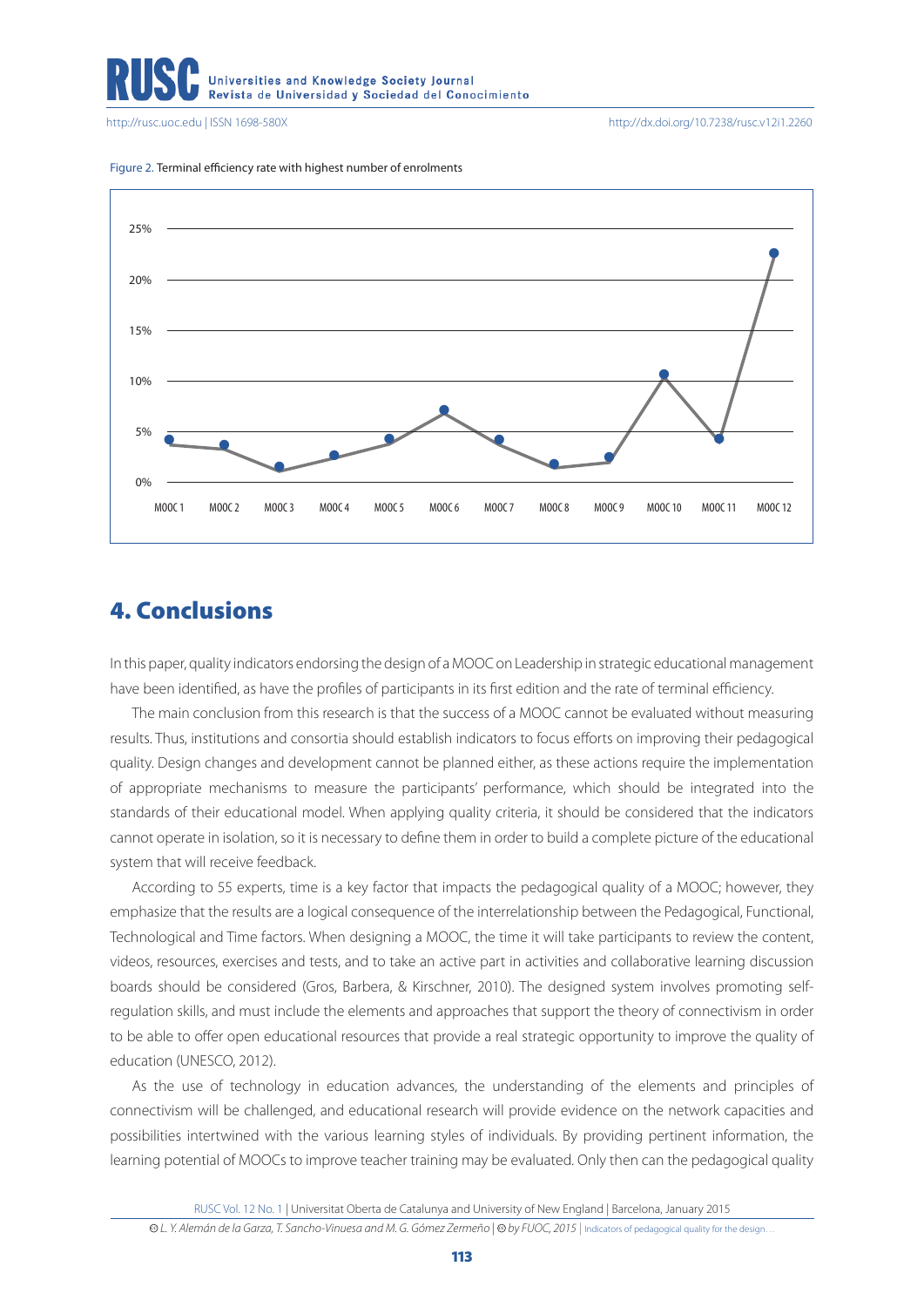Figure 2. Terminal efficiency rate with highest number of enrolments

## 4. Conclusions

In this paper, quality indicators endorsing the design of a MOOC on Leadership in strategic educational management have been identified, as have the profiles of participants in its first edition and the rate of terminal efficiency.

The main conclusion from this research is that the success of a MOOC cannot be evaluated without measuring results. Thus, institutions and consortia should establish indicators to focus efforts on improving their pedagogical quality. Design changes and development cannot be planned either, as these actions require the implementation of appropriate mechanisms to measure the participants' performance, which should be integrated into the standards of their educational model. When applying quality criteria, it should be considered that the indicators cannot operate in isolation, so it is necessary to define them in order to build a complete picture of the educational system that will receive feedback.

According to 55 experts, time is a key factor that impacts the pedagogical quality of a MOOC; however, they emphasize that the results are a logical consequence of the interrelationship between the Pedagogical, Functional, Technological and Time factors. When designing a MOOC, the time it will take participants to review the content, videos, resources, exercises and tests, and to take an active part in activities and collaborative learning discussion boards should be considered (Gros, Barbera, & Kirschner, 2010). The designed system involves promoting self-regulation skills, and must include the elements and approaches that support the theory of connectivism in order to be able to offer open educational resources that provide a real strategic opportunity to improve the quality of education (UNESCO, 2012).

As the use of technology in education advances, the understanding of the elements and principles of connectivism will be challenged, and educational research will provide evidence on the network capacities and possibilities intertwined with the various learning styles of individuals. By providing pertinent information, the learning potential of MOOCs to improve teacher training may be evaluated. Only then can the pedagogical quality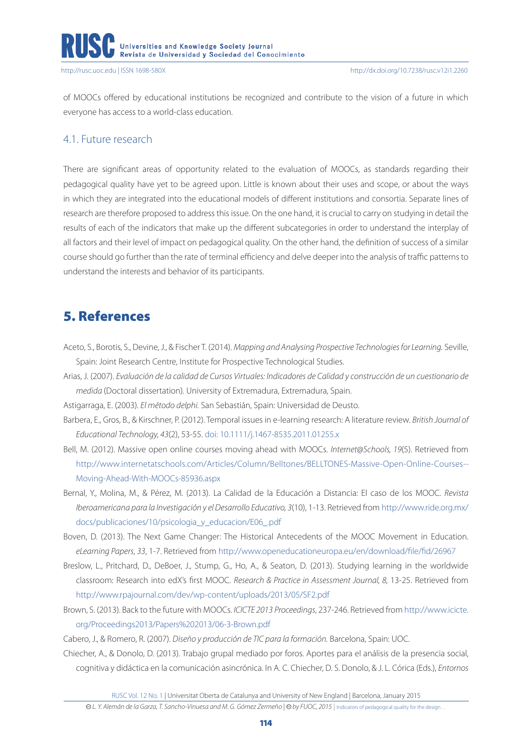of MOOCs offered by educational institutions be recognized and contribute to the vision of a future in which everyone has access to a world-class education.

### 4.1. Future research

There are significant areas of opportunity related to the evaluation of MOOCs, as standards regarding their pedagogical quality have yet to be agreed upon. Little is known about their uses and scope, or about the ways in which they are integrated into the educational models of different institutions and consortia. Separate lines of research are therefore proposed to address this issue. On the one hand, it is crucial to carry on studying in detail the results of each of the indicators that make up the different subcategories in order to understand the interplay of all factors and their level of impact on pedagogical quality. On the other hand, the definition of success of a similar course should go further than the rate of terminal efficiency and delve deeper into the analysis of traffic patterns to understand the interests and behavior of its participants.

## 5. References

Aceto, S., Borotis, S., Devine, J., & Fischer T. (2014). *Mapping and Analysing Prospective Technologies for Learning.* Seville, Spain: Joint Research Centre, Institute for Prospective Technological Studies.

Arias, J. (2007). *Evaluación de la calidad de Cursos Virtuales: Indicadores de Calidad y construcción de un cuestionario de medida* (Doctoral dissertation). University of Extremadura, Extremadura, Spain.

Astigarraga, E. (2003). *El método delphi.* San Sebastián, Spain: Universidad de Deusto.

Barbera, E., Gros, B., & Kirschner, P. (2012). Temporal issues in e-learning research: A literature review. *British Journal of Educational Technology, 43*(2), 53-55. doi: 10.1111/j.1467-8535.2011.01255.x

Bell, M. (2012). Massive open online courses moving ahead with MOOCs. *Internet@Schools, 19*(5). Retrieved from http://www.internetatschools.com/Articles/Column/Belltones/BELLTONES-Massive-Open-Online-Courses--Moving-Ahead-With-MOOCs-85936.aspx

Bernal, Y., Molina, M., & Pérez, M. (2013). La Calidad de la Educación a Distancia: El caso de los MOOC. *Revista Iberoamericana para la Investigación y el Desarrollo Educativo, 3*(10), 1-13. Retrieved from http://www.ride.org.mx/docs/publicaciones/10/psicologia_y_educacion/E06_.pdf

Boven, D. (2013). The Next Game Changer: The Historical Antecedents of the MOOC Movement in Education. *eLearning Papers*, *33*, 1-7. Retrieved from http://www.openeducationeuropa.eu/en/download/file/fid/26967

Breslow, L., Pritchard, D., DeBoer, J., Stump, G., Ho, A., & Seaton, D. (2013). Studying learning in the worldwide classroom: Research into edX's first MOOC. *Research & Practice in Assessment Journal, 8,* 13-25. Retrieved from http://www.rpajournal.com/dev/wp-content/uploads/2013/05/SF2.pdf

Brown, S. (2013). Back to the future with MOOCs. *ICICTE 2013 Proceedings*, 237-246. Retrieved from http://www.icicte.org/Proceedings2013/Papers%202013/06-3-Brown.pdf

Cabero, J., & Romero, R. (2007). *Diseño y producción de TIC para la formación.* Barcelona, Spain: UOC.

Chiecher, A., & Donolo, D. (2013). Trabajo grupal mediado por foros. Aportes para el análisis de la presencia social, cognitiva y didáctica en la comunicación asincrónica. In A. C. Chiecher, D. S. Donolo, & J. L. Córica (Eds.), *Entornos*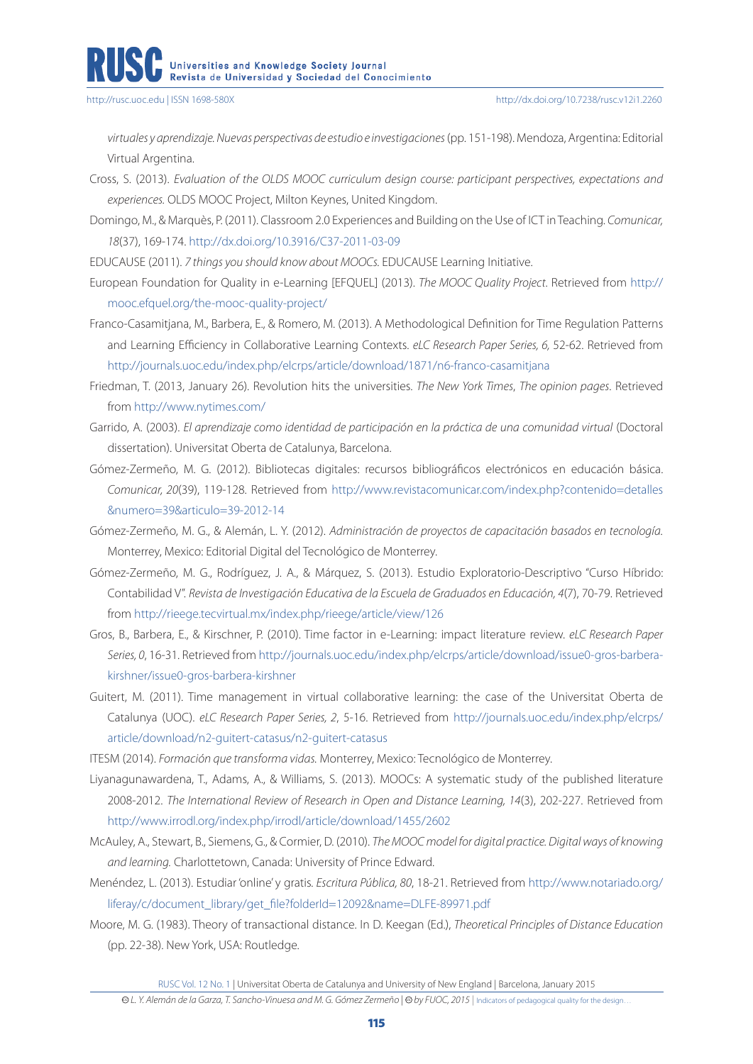*virtuales y aprendizaje. Nuevas perspectivas de estudio e investigaciones* (pp. 151-198). Mendoza, Argentina: Editorial Virtual Argentina.

Cross, S. (2013). *Evaluation of the OLDS MOOC curriculum design course: participant perspectives, expectations and experiences.* OLDS MOOC Project, Milton Keynes, United Kingdom.

Domingo, M., & Marquès, P. (2011). Classroom 2.0 Experiences and Building on the Use of ICT in Teaching. *Comunicar, 18*(37), 169-174. http://dx.doi.org/10.3916/C37-2011-03-09

EDUCAUSE (2011). *7 things you should know about MOOCs.* EDUCAUSE Learning Initiative.

European Foundation for Quality in e-Learning [EFQUEL] (2013). *The MOOC Quality Project*. Retrieved from http://mooc.efquel.org/the-mooc-quality-project/

Franco-Casamitjana, M., Barbera, E., & Romero, M. (2013). A Methodological Definition for Time Regulation Patterns and Learning Efficiency in Collaborative Learning Contexts. *eLC Research Paper Series, 6,* 52-62. Retrieved from http://journals.uoc.edu/index.php/elcrps/article/download/1871/n6-franco-casamitjana

Friedman, T. (2013, January 26). Revolution hits the universities. *The New York Times*, *The opinion pages*. Retrieved from http://www.nytimes.com/

Garrido, A. (2003). *El aprendizaje como identidad de participación en la práctica de una comunidad virtual* (Doctoral dissertation). Universitat Oberta de Catalunya, Barcelona.

Gómez-Zermeño, M. G. (2012). Bibliotecas digitales: recursos bibliográficos electrónicos en educación básica. *Comunicar, 20*(39), 119-128. Retrieved from http://www.revistacomunicar.com/index.php?contenido=detalles&numero=39&articulo=39-2012-14

Gómez-Zermeño, M. G., & Alemán, L. Y. (2012). *Administración de proyectos de capacitación basados en tecnología.* Monterrey, Mexico: Editorial Digital del Tecnológico de Monterrey.

Gómez-Zermeño, M. G., Rodríguez, J. A., & Márquez, S. (2013). Estudio Exploratorio-Descriptivo "Curso Híbrido: Contabilidad V". *Revista de Investigación Educativa de la Escuela de Graduados en Educación, 4*(7), 70-79. Retrieved from http://rieege.tecvirtual.mx/index.php/rieege/article/view/126

Gros, B., Barbera, E., & Kirschner, P. (2010). Time factor in e-Learning: impact literature review. *eLC Research Paper Series, 0*, 16-31. Retrieved from http://journals.uoc.edu/index.php/elcrps/article/download/issue0-gros-barbera-kirshner/issue0-gros-barbera-kirshner

Guitert, M. (2011). Time management in virtual collaborative learning: the case of the Universitat Oberta de Catalunya (UOC). *eLC Research Paper Series, 2*, 5-16. Retrieved from http://journals.uoc.edu/index.php/elcrps/article/download/n2-guitert-catasus/n2-guitert-catasus

ITESM (2014). *Formación que transforma vidas.* Monterrey, Mexico: Tecnológico de Monterrey.

Liyanagunawardena, T., Adams, A., & Williams, S. (2013). MOOCs: A systematic study of the published literature 2008-2012. *The International Review of Research in Open and Distance Learning, 14*(3), 202-227. Retrieved from http://www.irrodl.org/index.php/irrodl/article/download/1455/2602

McAuley, A., Stewart, B., Siemens, G., & Cormier, D. (2010). *The MOOC model for digital practice. Digital ways of knowing and learning.* Charlottetown, Canada: University of Prince Edward.

Menéndez, L. (2013). Estudiar 'online' y gratis. *Escritura Pública, 80*, 18-21. Retrieved from http://www.notariado.org/liferay/c/document_library/get_file?folderId=12092&name=DLFE-89971.pdf

Moore, M. G. (1983). Theory of transactional distance. In D. Keegan (Ed.), *Theoretical Principles of Distance Education* (pp. 22-38). New York, USA: Routledge.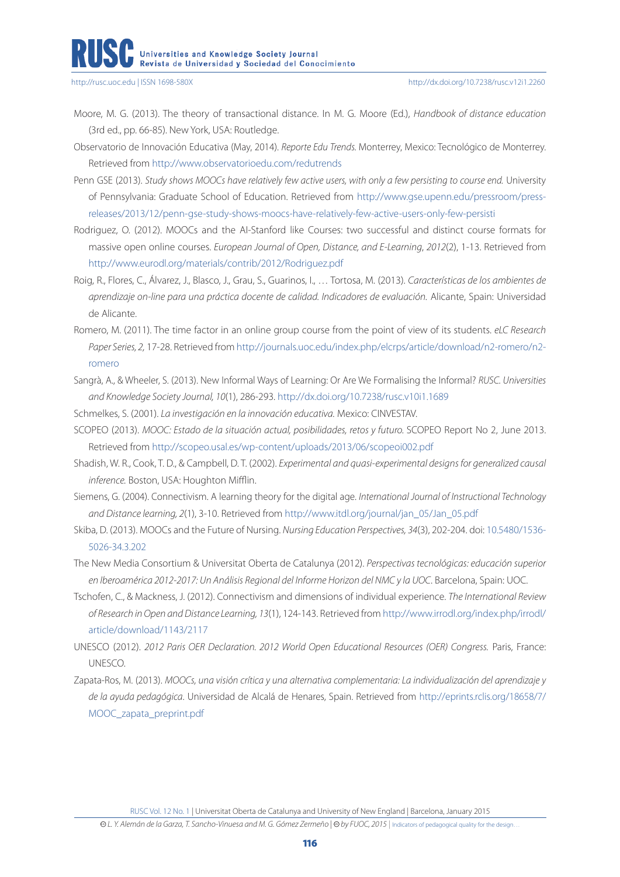Moore, M. G. (2013). The theory of transactional distance. In M. G. Moore (Ed.), *Handbook of distance education* (3rd ed., pp. 66-85). New York, USA: Routledge.

Observatorio de Innovación Educativa (May, 2014). *Reporte Edu Trends.* Monterrey, Mexico: Tecnológico de Monterrey. Retrieved from http://www.observatorioedu.com/redutrends

Penn GSE (2013). *Study shows MOOCs have relatively few active users, with only a few persisting to course end.* University of Pennsylvania: Graduate School of Education. Retrieved from http://www.gse.upenn.edu/pressroom/press-releases/2013/12/penn-gse-study-shows-moocs-have-relatively-few-active-users-only-few-persisti

Rodriguez, O. (2012). MOOCs and the AI-Stanford like Courses: two successful and distinct course formats for massive open online courses. *European Journal of Open, Distance, and E-Learning*, *2012*(2), 1-13. Retrieved from http://www.eurodl.org/materials/contrib/2012/Rodriguez.pdf

Roig, R., Flores, C., Álvarez, J., Blasco, J., Grau, S., Guarinos, I., … Tortosa, M. (2013). *Características de los ambientes de aprendizaje on-line para una práctica docente de calidad. Indicadores de evaluación.* Alicante, Spain: Universidad de Alicante.

Romero, M. (2011). The time factor in an online group course from the point of view of its students. *eLC Research Paper Series, 2,* 17-28. Retrieved from http://journals.uoc.edu/index.php/elcrps/article/download/n2-romero/n2-romero

Sangrà, A., & Wheeler, S. (2013). New Informal Ways of Learning: Or Are We Formalising the Informal? *RUSC. Universities and Knowledge Society Journal, 10*(1), 286-293. http://dx.doi.org/10.7238/rusc.v10i1.1689

Schmelkes, S. (2001). *La investigación en la innovación educativa.* Mexico: CINVESTAV.

SCOPEO (2013). *MOOC: Estado de la situación actual, posibilidades, retos y futuro.* SCOPEO Report No 2, June 2013. Retrieved from http://scopeo.usal.es/wp-content/uploads/2013/06/scopeoi002.pdf

Shadish, W. R., Cook, T. D., & Campbell, D. T. (2002). *Experimental and quasi-experimental designs for generalized causal inference.* Boston, USA: Houghton Mifflin.

Siemens, G. (2004). Connectivism. A learning theory for the digital age. *International Journal of Instructional Technology and Distance learning, 2*(1), 3-10. Retrieved from http://www.itdl.org/journal/jan_05/Jan_05.pdf

Skiba, D. (2013). MOOCs and the Future of Nursing. *Nursing Education Perspectives, 34*(3), 202-204. doi: 10.5480/1536-5026-34.3.202

The New Media Consortium & Universitat Oberta de Catalunya (2012). *Perspectivas tecnológicas: educación superior en Iberoamérica 2012-2017: Un Análisis Regional del Informe Horizon del NMC y la UOC*. Barcelona, Spain: UOC.

Tschofen, C., & Mackness, J. (2012). Connectivism and dimensions of individual experience. *The International Review of Research in Open and Distance Learning, 13*(1), 124-143. Retrieved from http://www.irrodl.org/index.php/irrodl/article/download/1143/2117

UNESCO (2012). *2012 Paris OER Declaration. 2012 World Open Educational Resources (OER) Congress.* Paris, France: UNESCO.

Zapata-Ros, M. (2013). *MOOCs, una visión crítica y una alternativa complementaria: La individualización del aprendizaje y de la ayuda pedagógica*. Universidad de Alcalá de Henares, Spain. Retrieved from http://eprints.rclis.org/18658/7/MOOC_zapata_preprint.pdf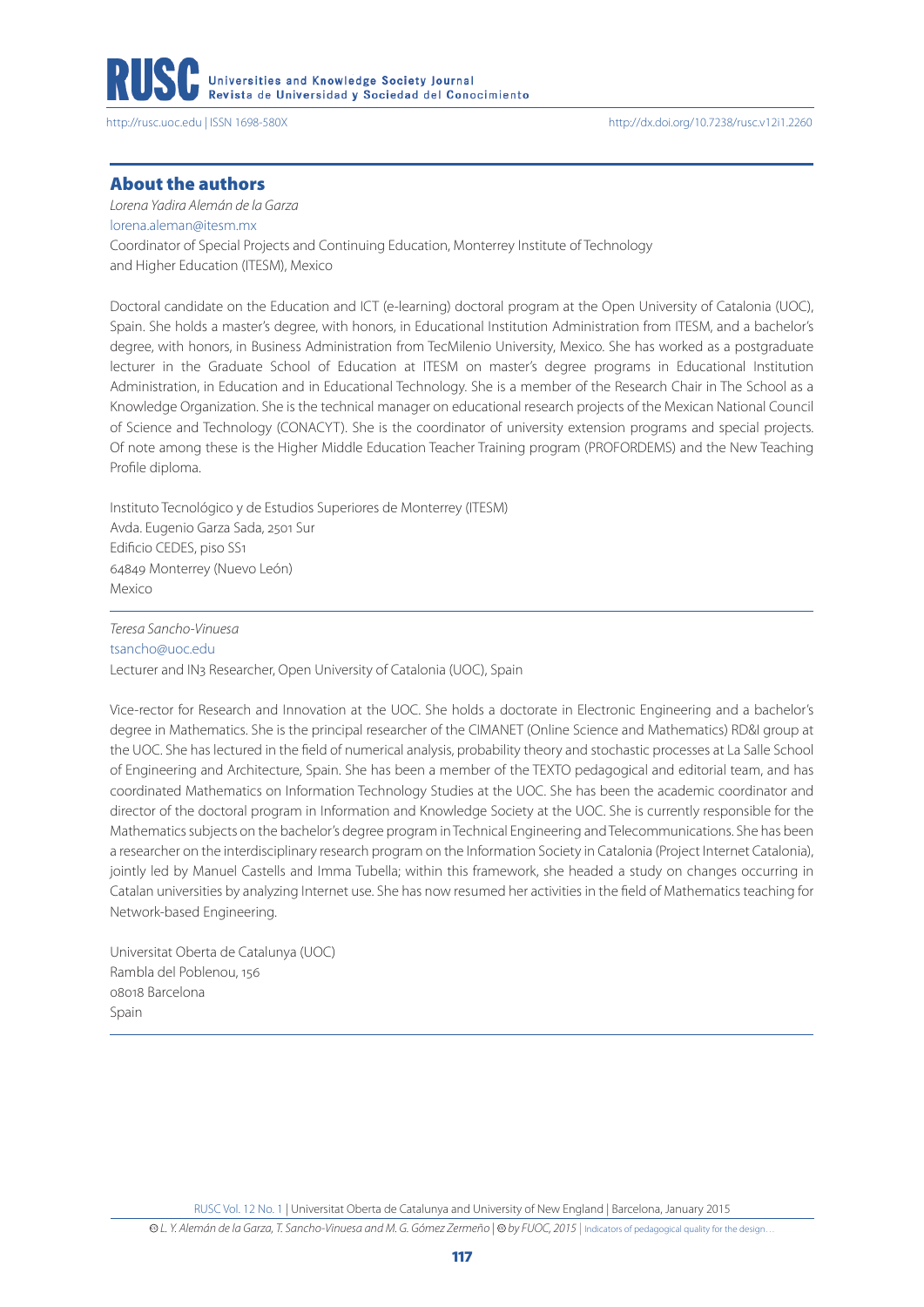## About the authors

*Lorena Yadira Alemán de la Garza*
lorena.aleman@itesm.mx
Coordinator of Special Projects and Continuing Education, Monterrey Institute of Technology and Higher Education (ITESM), Mexico

Doctoral candidate on the Education and ICT (e-learning) doctoral program at the Open University of Catalonia (UOC), Spain. She holds a master's degree, with honors, in Educational Institution Administration from ITESM, and a bachelor's degree, with honors, in Business Administration from TecMilenio University, Mexico. She has worked as a postgraduate lecturer in the Graduate School of Education at ITESM on master's degree programs in Educational Institution Administration, in Education and in Educational Technology. She is a member of the Research Chair in The School as a Knowledge Organization. She is the technical manager on educational research projects of the Mexican National Council of Science and Technology (CONACYT). She is the coordinator of university extension programs and special projects. Of note among these is the Higher Middle Education Teacher Training program (PROFORDEMS) and the New Teaching Profile diploma.

Instituto Tecnológico y de Estudios Superiores de Monterrey (ITESM)
Avda. Eugenio Garza Sada, 2501 Sur
Edificio CEDES, piso SS1
64849 Monterrey (Nuevo León)
Mexico

---

*Teresa Sancho-Vinuesa*
tsancho@uoc.edu
Lecturer and IN3 Researcher, Open University of Catalonia (UOC), Spain

Vice-rector for Research and Innovation at the UOC. She holds a doctorate in Electronic Engineering and a bachelor's degree in Mathematics. She is the principal researcher of the CIMANET (Online Science and Mathematics) RD&I group at the UOC. She has lectured in the field of numerical analysis, probability theory and stochastic processes at La Salle School of Engineering and Architecture, Spain. She has been a member of the TEXTO pedagogical and editorial team, and has coordinated Mathematics on Information Technology Studies at the UOC. She has been the academic coordinator and director of the doctoral program in Information and Knowledge Society at the UOC. She is currently responsible for the Mathematics subjects on the bachelor's degree program in Technical Engineering and Telecommunications. She has been a researcher on the interdisciplinary research program on the Information Society in Catalonia (Project Internet Catalonia), jointly led by Manuel Castells and Imma Tubella; within this framework, she headed a study on changes occurring in Catalan universities by analyzing Internet use. She has now resumed her activities in the field of Mathematics teaching for Network-based Engineering.

Universitat Oberta de Catalunya (UOC)
Rambla del Poblenou, 156
08018 Barcelona
Spain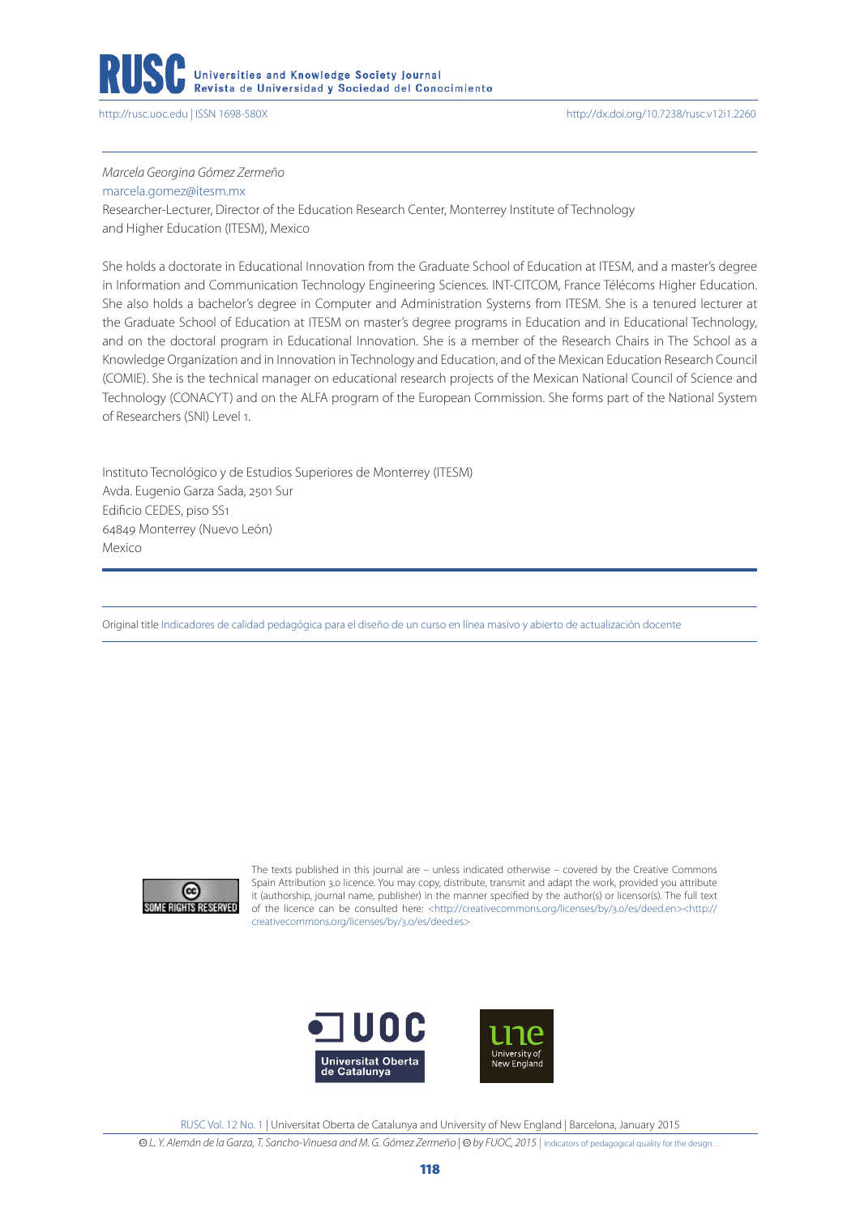*Marcela Georgina Gómez Zermeño*
marcela.gomez@itesm.mx
Researcher-Lecturer, Director of the Education Research Center, Monterrey Institute of Technology and Higher Education (ITESM), Mexico

She holds a doctorate in Educational Innovation from the Graduate School of Education at ITESM, and a master's degree in Information and Communication Technology Engineering Sciences. INT-CITCOM, France Télécoms Higher Education. She also holds a bachelor's degree in Computer and Administration Systems from ITESM. She is a tenured lecturer at the Graduate School of Education at ITESM on master's degree programs in Education and in Educational Technology, and on the doctoral program in Educational Innovation. She is a member of the Research Chairs in The School as a Knowledge Organization and in Innovation in Technology and Education, and of the Mexican Education Research Council (COMIE). She is the technical manager on educational research projects of the Mexican National Council of Science and Technology (CONACYT) and on the ALFA program of the European Commission. She forms part of the National System of Researchers (SNI) Level 1.

Instituto Tecnológico y de Estudios Superiores de Monterrey (ITESM)
Avda. Eugenio Garza Sada, 2501 Sur
Edificio CEDES, piso SS1
64849 Monterrey (Nuevo León)
Mexico

Original title Indicadores de calidad pedagógica para el diseño de un curso en línea masivo y abierto de actualización docente

The texts published in this journal are – unless indicated otherwise – covered by the Creative Commons Spain Attribution 3.0 licence. You may copy, distribute, transmit and adapt the work, provided you attribute it (authorship, journal name, publisher) in the manner specified by the author(s) or licensor(s). The full text of the licence can be consulted here: <http://creativecommons.org/licenses/by/3.0/es/deed.en><http://creativecommons.org/licenses/by/3.0/es/deed.es>